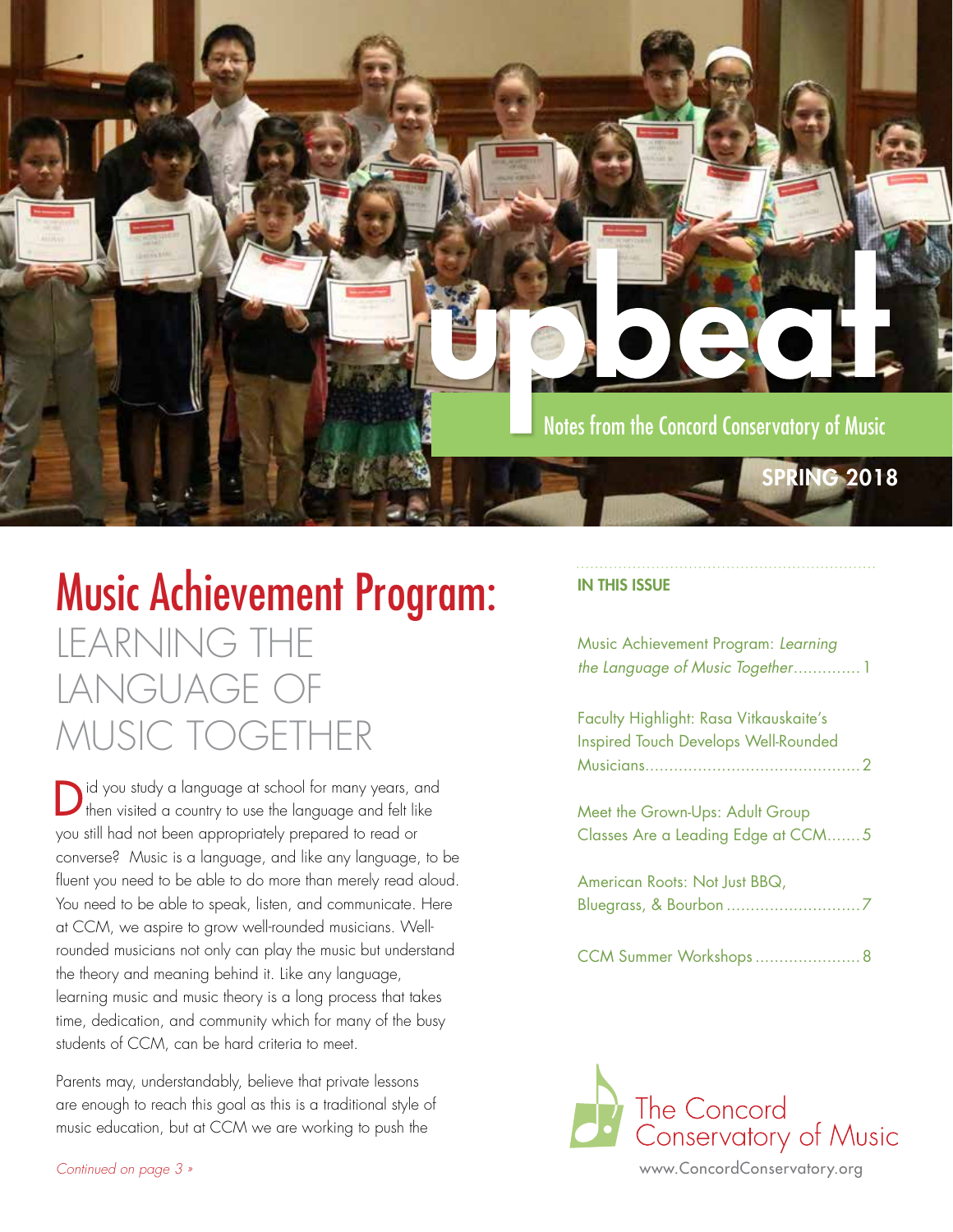# upbeat

Notes from the Concord Conservatory of Music

**SPRING 2018**

## Music Achievement Program: LEARNING THE LANGUAGE OF MUSIC TOGETHER

Did you study a language at school for many years, and then visited a country to use the language and felt like you still had not been appropriately prepared to read or converse? Music is a language, and like any language, to be fluent you need to be able to do more than merely read aloud. You need to be able to speak, listen, and communicate. Here at CCM, we aspire to grow well-rounded musicians. Well-rounded musicians not only can play the music but understand the theory and meaning behind it. Like any language, learning music and music theory is a long process that takes time, dedication, and community which for many of the busy students of CCM, can be hard criteria to meet.

Parents may, understandably, believe that private lessons are enough to reach this goal as this is a traditional style of music education, but at CCM we are working to push the

*Continued on page 3 »*

**IN THIS ISSUE**

Music Achievement Program: *Learning the Language of Music Together*.............. 1

Faculty Highlight: Rasa Vitkauskaite's Inspired Touch Develops Well-Rounded Musicians............................................. 2

Meet the Grown-Ups: Adult Group Classes Are a Leading Edge at CCM....... 5

American Roots: Not Just BBQ, Bluegrass, & Bourbon ............................ 7

CCM Summer Workshops ...................... 8

The Concord Conservatory of Music

www.ConcordConservatory.org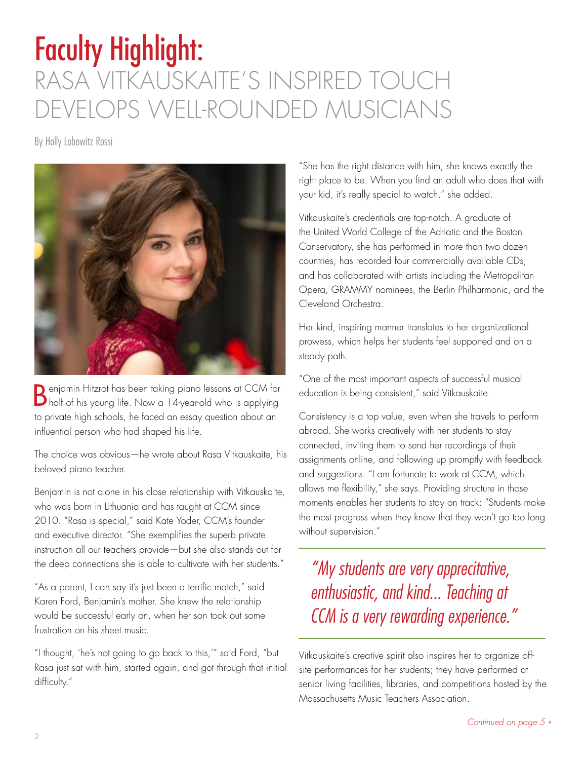# Faculty Highlight:

## RASA VITKAUSKAITE'S INSPIRED TOUCH DEVELOPS WELL-ROUNDED MUSICIANS

By Holly Lobowitz Rossi

Benjamin Hitzrot has been taking piano lessons at CCM for half of his young life. Now a 14-year-old who is applying to private high schools, he faced an essay question about an influential person who had shaped his life.

The choice was obvious—he wrote about Rasa Vitkauskaite, his beloved piano teacher.

Benjamin is not alone in his close relationship with Vitkauskaite, who was born in Lithuania and has taught at CCM since 2010. "Rasa is special," said Kate Yoder, CCM's founder and executive director. "She exemplifies the superb private instruction all our teachers provide—but she also stands out for the deep connections she is able to cultivate with her students."

"As a parent, I can say it's just been a terrific match," said Karen Ford, Benjamin's mother. She knew the relationship would be successful early on, when her son took out some frustration on his sheet music.

"I thought, 'he's not going to go back to this,'" said Ford, "but Rasa just sat with him, started again, and got through that initial difficulty."

"She has the right distance with him, she knows exactly the right place to be. When you find an adult who does that with your kid, it's really special to watch," she added.

Vitkauskaite's credentials are top-notch. A graduate of the United World College of the Adriatic and the Boston Conservatory, she has performed in more than two dozen countries, has recorded four commercially available CDs, and has collaborated with artists including the Metropolitan Opera, GRAMMY nominees, the Berlin Philharmonic, and the Cleveland Orchestra.

Her kind, inspiring manner translates to her organizational prowess, which helps her students feel supported and on a steady path.

"One of the most important aspects of successful musical education is being consistent," said Vitkauskaite.

Consistency is a top value, even when she travels to perform abroad. She works creatively with her students to stay connected, inviting them to send her recordings of their assignments online, and following up promptly with feedback and suggestions. "I am fortunate to work at CCM, which allows me flexibility," she says. Providing structure in those moments enables her students to stay on track: "Students make the most progress when they know that they won't go too long without supervision."

> *"My students are very appreciative, enthusiastic, and kind... Teaching at CCM is a very rewarding experience."*

Vitkauskaite's creative spirit also inspires her to organize off-site performances for her students; they have performed at senior living facilities, libraries, and competitions hosted by the Massachusetts Music Teachers Association.

*Continued on page 5 »*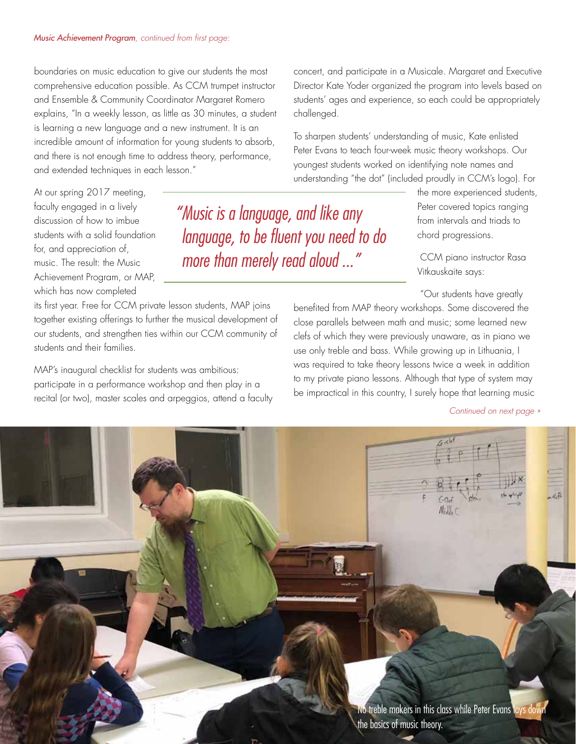*Music Achievement Program, continued from first page:*

boundaries on music education to give our students the most comprehensive education possible. As CCM trumpet instructor and Ensemble & Community Coordinator Margaret Romero explains, "In a weekly lesson, as little as 30 minutes, a student is learning a new language and a new instrument. It is an incredible amount of information for young students to absorb, and there is not enough time to address theory, performance, and extended techniques in each lesson."

At our spring 2017 meeting, faculty engaged in a lively discussion of how to imbue students with a solid foundation for, and appreciation of, music. The result: the Music Achievement Program, or MAP, which has now completed its first year. Free for CCM private lesson students, MAP joins together existing offerings to further the musical development of our students, and strengthen ties within our CCM community of students and their families.

> *"Music is a language, and like any language, to be fluent you need to do more than merely read aloud ..."*

MAP's inaugural checklist for students was ambitious: participate in a performance workshop and then play in a recital (or two), master scales and arpeggios, attend a faculty concert, and participate in a Musicale. Margaret and Executive Director Kate Yoder organized the program into levels based on students' ages and experience, so each could be appropriately challenged.

To sharpen students' understanding of music, Kate enlisted Peter Evans to teach four-week music theory workshops. Our youngest students worked on identifying note names and understanding "the dot" (included proudly in CCM's logo). For the more experienced students, Peter covered topics ranging from intervals and triads to chord progressions.

CCM piano instructor Rasa Vitkauskaite says:

"Our students have greatly benefited from MAP theory workshops. Some discovered the close parallels between math and music; some learned new clefs of which they were previously unaware, as in piano we use only treble and bass. While growing up in Lithuania, I was required to take theory lessons twice a week in addition to my private piano lessons. Although that type of system may be impractical in this country, I surely hope that learning music

*Continued on next page »*

No treble makers in this class while Peter Evans lays down the basics of music theory.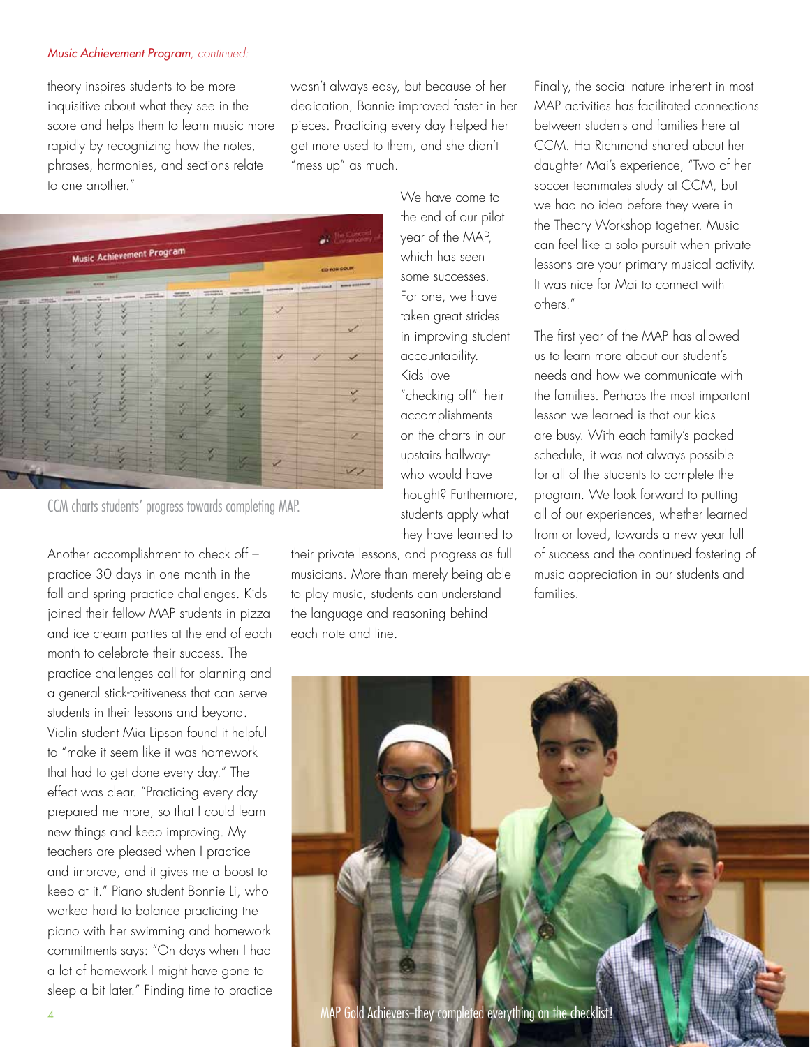*Music Achievement Program, continued:*

theory inspires students to be more inquisitive about what they see in the score and helps them to learn music more rapidly by recognizing how the notes, phrases, harmonies, and sections relate to one another."

CCM charts students' progress towards completing MAP.

Another accomplishment to check off – practice 30 days in one month in the fall and spring practice challenges. Kids joined their fellow MAP students in pizza and ice cream parties at the end of each month to celebrate their success. The practice challenges call for planning and a general stick-to-itiveness that can serve students in their lessons and beyond. Violin student Mia Lipson found it helpful to "make it seem like it was homework that had to get done every day." The effect was clear. "Practicing every day prepared me more, so that I could learn new things and keep improving. My teachers are pleased when I practice and improve, and it gives me a boost to keep at it." Piano student Bonnie Li, who worked hard to balance practicing the piano with her swimming and homework commitments says: "On days when I had a lot of homework I might have gone to sleep a bit later." Finding time to practice wasn't always easy, but because of her dedication, Bonnie improved faster in her pieces. Practicing every day helped her get more used to them, and she didn't "mess up" as much.

We have come to the end of our pilot year of the MAP, which has seen some successes. For one, we have taken great strides in improving student accountability. Kids love "checking off" their accomplishments on the charts in our upstairs hallway-who would have thought? Furthermore, students apply what they have learned to their private lessons, and progress as full musicians. More than merely being able to play music, students can understand the language and reasoning behind each note and line.

Finally, the social nature inherent in most MAP activities has facilitated connections between students and families here at CCM. Ha Richmond shared about her daughter Mai's experience, "Two of her soccer teammates study at CCM, but we had no idea before they were in the Theory Workshop together. Music can feel like a solo pursuit when private lessons are your primary musical activity. It was nice for Mai to connect with others."

The first year of the MAP has allowed us to learn more about our student's needs and how we communicate with the families. Perhaps the most important lesson we learned is that our kids are busy. With each family's packed schedule, it was not always possible for all of the students to complete the program. We look forward to putting all of our experiences, whether learned from or loved, towards a new year full of success and the continued fostering of music appreciation in our students and families.

MAP Gold Achievers–they completed everything on the checklist!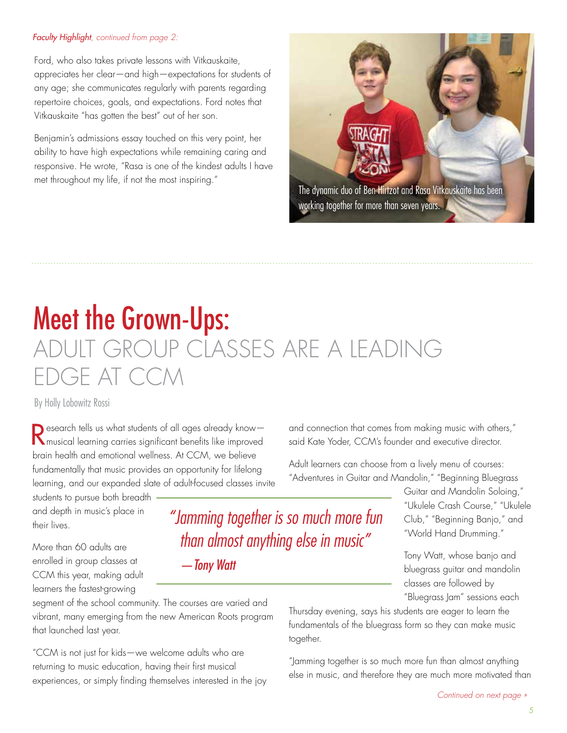*Faculty Highlight, continued from page 2:*

Ford, who also takes private lessons with Vitkauskaite, appreciates her clear—and high—expectations for students of any age; she communicates regularly with parents regarding repertoire choices, goals, and expectations. Ford notes that Vitkauskaite "has gotten the best" out of her son.

Benjamin's admissions essay touched on this very point, her ability to have high expectations while remaining caring and responsive. He wrote, "Rasa is one of the kindest adults I have met throughout my life, if not the most inspiring."

The dynamic duo of Ben Hirtzot and Rasa Vitkauskaite has been working together for more than seven years.

# Meet the Grown-Ups:

## ADULT GROUP CLASSES ARE A LEADING EDGE AT CCM

By Holly Lobowitz Rossi

Research tells us what students of all ages already know—musical learning carries significant benefits like improved brain health and emotional wellness. At CCM, we believe fundamentally that music provides an opportunity for lifelong learning, and our expanded slate of adult-focused classes invite students to pursue both breadth and depth in music's place in their lives.

More than 60 adults are enrolled in group classes at CCM this year, making adult learners the fastest-growing segment of the school community. The courses are varied and vibrant, many emerging from the new American Roots program that launched last year.

"CCM is not just for kids—we welcome adults who are returning to music education, having their first musical experiences, or simply finding themselves interested in the joy and connection that comes from making music with others," said Kate Yoder, CCM's founder and executive director.

> *"Jamming together is so much more fun than almost anything else in music"*
> *—Tony Watt*

Adult learners can choose from a lively menu of courses: "Adventures in Guitar and Mandolin," "Beginning Bluegrass Guitar and Mandolin Soloing," "Ukulele Crash Course," "Ukulele Club," "Beginning Banjo," and "World Hand Drumming."

Tony Watt, whose banjo and bluegrass guitar and mandolin classes are followed by "Bluegrass Jam" sessions each Thursday evening, says his students are eager to learn the fundamentals of the bluegrass form so they can make music together.

"Jamming together is so much more fun than almost anything else in music, and therefore they are much more motivated than

*Continued on next page »*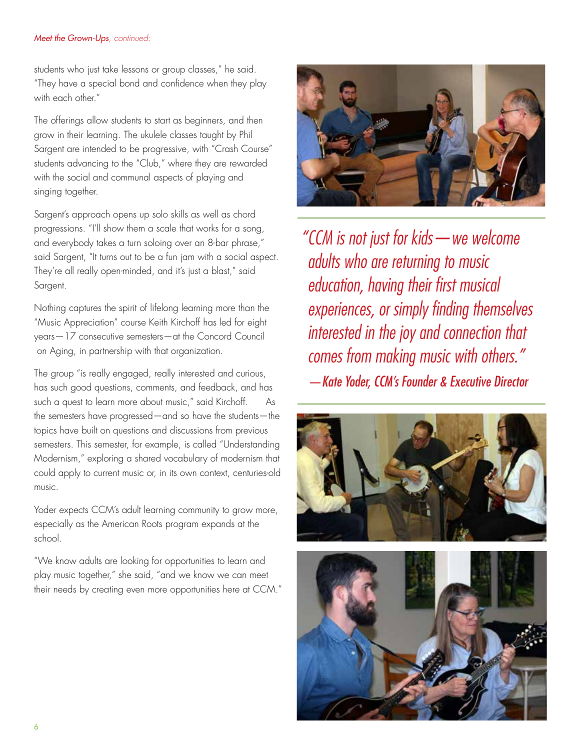*Meet the Grown-Ups, continued:*

students who just take lessons or group classes," he said. "They have a special bond and confidence when they play with each other."

The offerings allow students to start as beginners, and then grow in their learning. The ukulele classes taught by Phil Sargent are intended to be progressive, with "Crash Course" students advancing to the "Club," where they are rewarded with the social and communal aspects of playing and singing together.

Sargent's approach opens up solo skills as well as chord progressions. "I'll show them a scale that works for a song, and everybody takes a turn soloing over an 8-bar phrase," said Sargent, "It turns out to be a fun jam with a social aspect. They're all really open-minded, and it's just a blast," said Sargent.

Nothing captures the spirit of lifelong learning more than the "Music Appreciation" course Keith Kirchoff has led for eight years—17 consecutive semesters—at the Concord Council on Aging, in partnership with that organization.

The group "is really engaged, really interested and curious, has such good questions, comments, and feedback, and has such a quest to learn more about music," said Kirchoff. As the semesters have progressed—and so have the students—the topics have built on questions and discussions from previous semesters. This semester, for example, is called "Understanding Modernism," exploring a shared vocabulary of modernism that could apply to current music or, in its own context, centuries-old music.

Yoder expects CCM's adult learning community to grow more, especially as the American Roots program expands at the school.

"We know adults are looking for opportunities to learn and play music together," she said, "and we know we can meet their needs by creating even more opportunities here at CCM."

*"CCM is not just for kids—we welcome adults who are returning to music education, having their first musical experiences, or simply finding themselves interested in the joy and connection that comes from making music with others."*

***—Kate Yoder, CCM's Founder & Executive Director***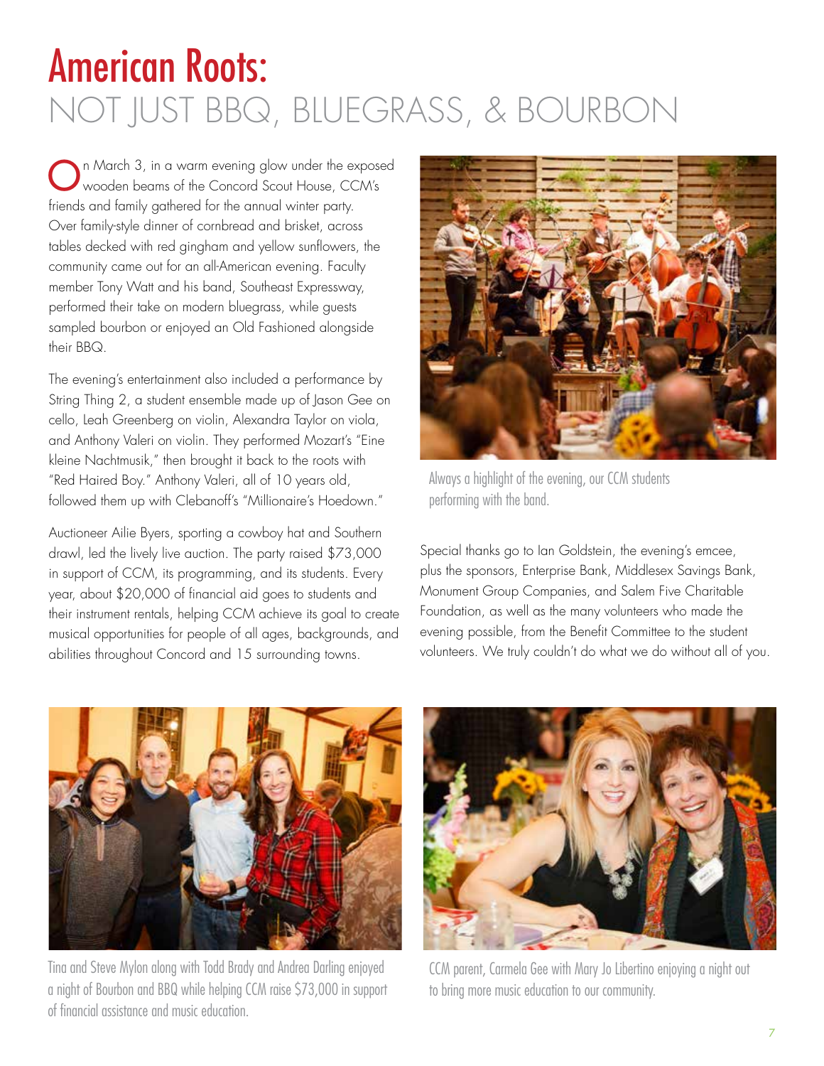# American Roots:

## NOT JUST BBQ, BLUEGRASS, & BOURBON

On March 3, in a warm evening glow under the exposed wooden beams of the Concord Scout House, CCM's friends and family gathered for the annual winter party. Over family-style dinner of cornbread and brisket, across tables decked with red gingham and yellow sunflowers, the community came out for an all-American evening. Faculty member Tony Watt and his band, Southeast Expressway, performed their take on modern bluegrass, while guests sampled bourbon or enjoyed an Old Fashioned alongside their BBQ.

The evening's entertainment also included a performance by String Thing 2, a student ensemble made up of Jason Gee on cello, Leah Greenberg on violin, Alexandra Taylor on viola, and Anthony Valeri on violin. They performed Mozart's "Eine kleine Nachtmusik," then brought it back to the roots with "Red Haired Boy." Anthony Valeri, all of 10 years old, followed them up with Clebanoff's "Millionaire's Hoedown."

Auctioneer Ailie Byers, sporting a cowboy hat and Southern drawl, led the lively live auction. The party raised $73,000 in support of CCM, its programming, and its students. Every year, about $20,000 of financial aid goes to students and their instrument rentals, helping CCM achieve its goal to create musical opportunities for people of all ages, backgrounds, and abilities throughout Concord and 15 surrounding towns.

Always a highlight of the evening, our CCM students performing with the band.

Special thanks go to Ian Goldstein, the evening's emcee, plus the sponsors, Enterprise Bank, Middlesex Savings Bank, Monument Group Companies, and Salem Five Charitable Foundation, as well as the many volunteers who made the evening possible, from the Benefit Committee to the student volunteers. We truly couldn't do what we do without all of you.

Tina and Steve Mylon along with Todd Brady and Andrea Darling enjoyed a night of Bourbon and BBQ while helping CCM raise $73,000 in support of financial assistance and music education.

CCM parent, Carmela Gee with Mary Jo Libertino enjoying a night out to bring more music education to our community.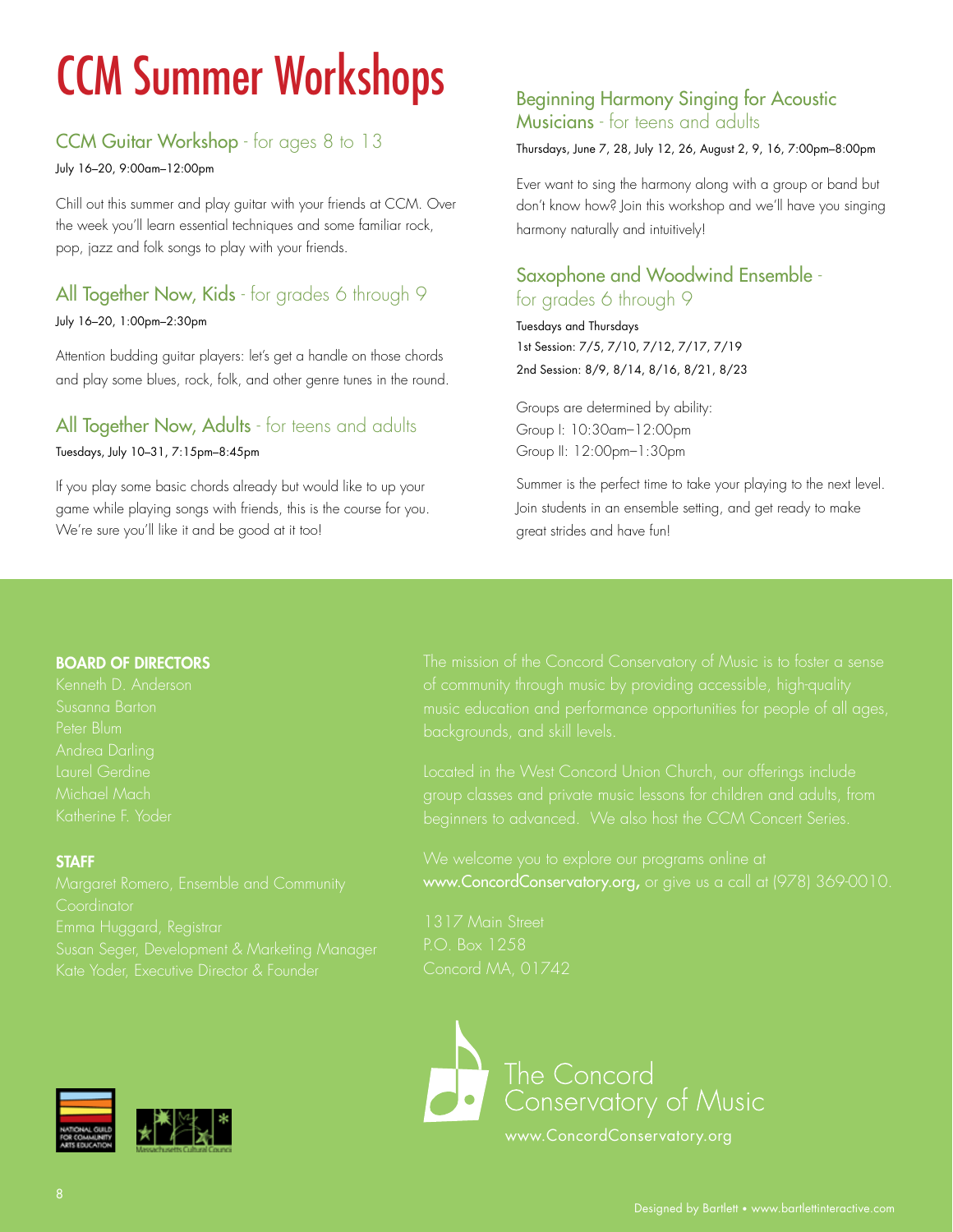# CCM Summer Workshops

## CCM Guitar Workshop - for ages 8 to 13

July 16–20, 9:00am–12:00pm

Chill out this summer and play guitar with your friends at CCM. Over the week you'll learn essential techniques and some familiar rock, pop, jazz and folk songs to play with your friends.

## All Together Now, Kids - for grades 6 through 9

July 16–20, 1:00pm–2:30pm

Attention budding guitar players: let's get a handle on those chords and play some blues, rock, folk, and other genre tunes in the round.

## All Together Now, Adults - for teens and adults

Tuesdays, July 10–31, 7:15pm–8:45pm

If you play some basic chords already but would like to up your game while playing songs with friends, this is the course for you. We're sure you'll like it and be good at it too!

## Beginning Harmony Singing for Acoustic Musicians - for teens and adults

Thursdays, June 7, 28, July 12, 26, August 2, 9, 16, 7:00pm–8:00pm

Ever want to sing the harmony along with a group or band but don't know how? Join this workshop and we'll have you singing harmony naturally and intuitively!

## Saxophone and Woodwind Ensemble - for grades 6 through 9

Tuesdays and Thursdays
1st Session: 7/5, 7/10, 7/12, 7/17, 7/19
2nd Session: 8/9, 8/14, 8/16, 8/21, 8/23

Groups are determined by ability:
Group I: 10:30am–12:00pm
Group II: 12:00pm–1:30pm

Summer is the perfect time to take your playing to the next level. Join students in an ensemble setting, and get ready to make great strides and have fun!

**BOARD OF DIRECTORS**

Kenneth D. Anderson
Susanna Barton
Peter Blum
Andrea Darling
Laurel Gerdine
Michael Mach
Katherine F. Yoder

**STAFF**

Margaret Romero, Ensemble and Community Coordinator
Emma Huggard, Registrar
Susan Seger, Development & Marketing Manager
Kate Yoder, Executive Director & Founder

The mission of the Concord Conservatory of Music is to foster a sense of community through music by providing accessible, high-quality music education and performance opportunities for people of all ages, backgrounds, and skill levels.

Located in the West Concord Union Church, our offerings include group classes and private music lessons for children and adults, from beginners to advanced. We also host the CCM Concert Series.

We welcome you to explore our programs online at **www.ConcordConservatory.org,** or give us a call at (978) 369-0010.

1317 Main Street
P.O. Box 1258
Concord MA, 01742

NATIONAL GUILD FOR COMMUNITY ARTS EDUCATION

Massachusetts Cultural Council

The Concord Conservatory of Music
www.ConcordConservatory.org

Designed by Bartlett • www.bartlettinteractive.com